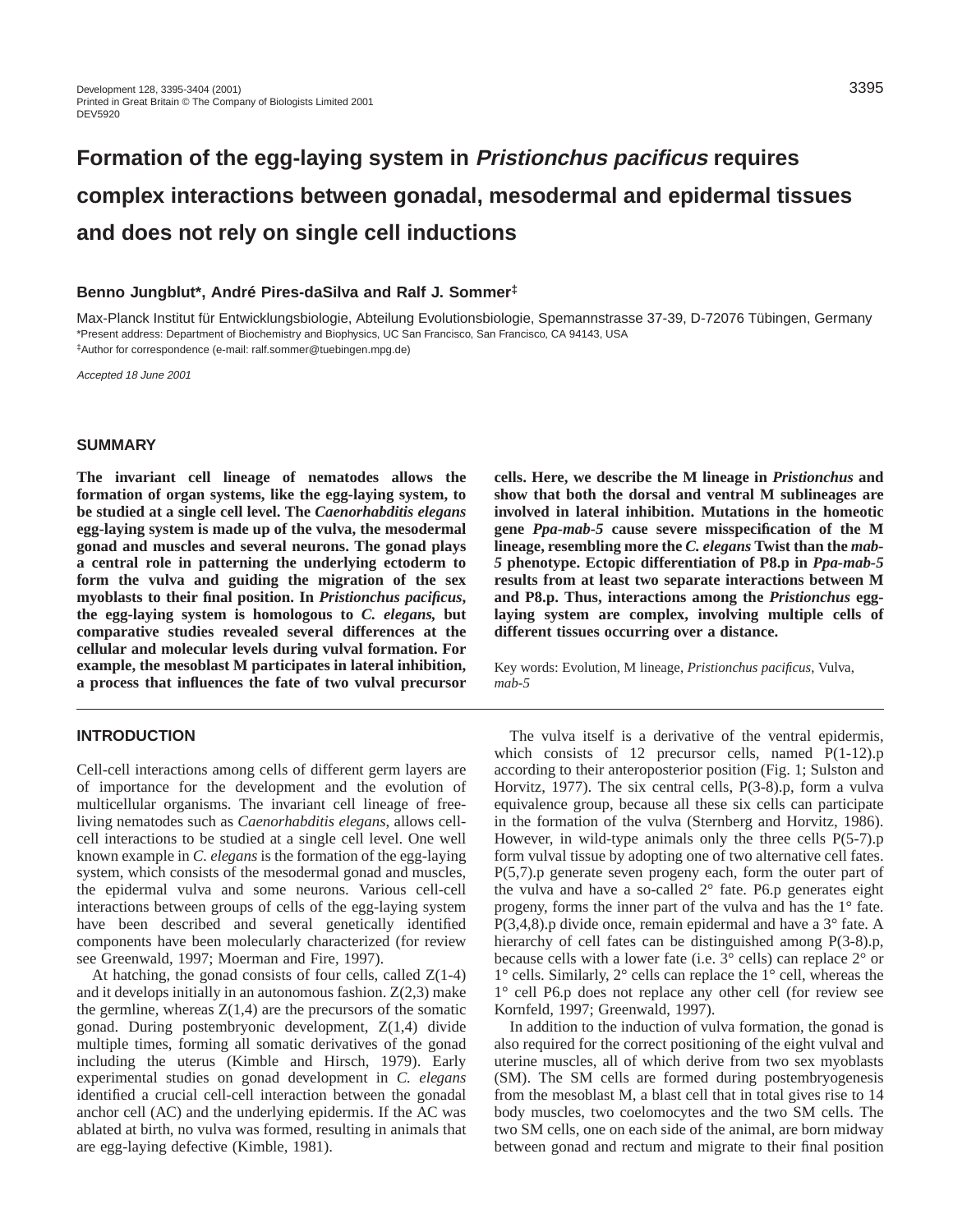# Formation of the egg-laying system in *Pristionchus pacificus* requires complex interactions between gonadal, mesodermal and epidermal tissues and does not rely on single cell inductions

**Benno Jungblut\*, André Pires-daSilva and Ralf J. Sommer‡**

Max-Planck Institut für Entwicklungsbiologie, Abteilung Evolutionsbiologie, Spemannstrasse 37-39, D-72076 Tübingen, Germany
\*Present address: Department of Biochemistry and Biophysics, UC San Francisco, San Francisco, CA 94143, USA
‡Author for correspondence (e-mail: ralf.sommer@tuebingen.mpg.de)

*Accepted 18 June 2001*

## SUMMARY

**The invariant cell lineage of nematodes allows the formation of organ systems, like the egg-laying system, to be studied at a single cell level. The *Caenorhabditis elegans* egg-laying system is made up of the vulva, the mesodermal gonad and muscles and several neurons. The gonad plays a central role in patterning the underlying ectoderm to form the vulva and guiding the migration of the sex myoblasts to their final position. In *Pristionchus pacificus*, the egg-laying system is homologous to *C. elegans*, but comparative studies revealed several differences at the cellular and molecular levels during vulval formation. For example, the mesoblast M participates in lateral inhibition, a process that influences the fate of two vulval precursor cells. Here, we describe the M lineage in *Pristionchus* and show that both the dorsal and ventral M sublineages are involved in lateral inhibition. Mutations in the homeotic gene *Ppa-mab-5* cause severe misspecification of the M lineage, resembling more the *C. elegans* Twist than the *mab-5* phenotype. Ectopic differentiation of P8.p in *Ppa-mab-5* results from at least two separate interactions between M and P8.p. Thus, interactions among the *Pristionchus* egg-laying system are complex, involving multiple cells of different tissues occurring over a distance.**

Key words: Evolution, M lineage, *Pristionchus pacificus*, Vulva, *mab-5*

## INTRODUCTION

Cell-cell interactions among cells of different germ layers are of importance for the development and the evolution of multicellular organisms. The invariant cell lineage of free-living nematodes such as *Caenorhabditis elegans*, allows cell-cell interactions to be studied at a single cell level. One well known example in *C. elegans* is the formation of the egg-laying system, which consists of the mesodermal gonad and muscles, the epidermal vulva and some neurons. Various cell-cell interactions between groups of cells of the egg-laying system have been described and several genetically identified components have been molecularly characterized (for review see Greenwald, 1997; Moerman and Fire, 1997).

At hatching, the gonad consists of four cells, called Z(1-4) and it develops initially in an autonomous fashion. Z(2,3) make the germline, whereas Z(1,4) are the precursors of the somatic gonad. During postembryonic development, Z(1,4) divide multiple times, forming all somatic derivatives of the gonad including the uterus (Kimble and Hirsch, 1979). Early experimental studies on gonad development in *C. elegans* identified a crucial cell-cell interaction between the gonadal anchor cell (AC) and the underlying epidermis. If the AC was ablated at birth, no vulva was formed, resulting in animals that are egg-laying defective (Kimble, 1981).

The vulva itself is a derivative of the ventral epidermis, which consists of 12 precursor cells, named P(1-12).p according to their anteroposterior position (Fig. 1; Sulston and Horvitz, 1977). The six central cells, P(3-8).p, form a vulva equivalence group, because all these six cells can participate in the formation of the vulva (Sternberg and Horvitz, 1986). However, in wild-type animals only the three cells P(5-7).p form vulval tissue by adopting one of two alternative cell fates. P(5,7).p generate seven progeny each, form the outer part of the vulva and have a so-called 2° fate. P6.p generates eight progeny, forms the inner part of the vulva and has the 1° fate. P(3,4,8).p divide once, remain epidermal and have a 3° fate. A hierarchy of cell fates can be distinguished among P(3-8).p, because cells with a lower fate (i.e. 3° cells) can replace 2° or 1° cells. Similarly, 2° cells can replace the 1° cell, whereas the 1° cell P6.p does not replace any other cell (for review see Kornfeld, 1997; Greenwald, 1997).

In addition to the induction of vulva formation, the gonad is also required for the correct positioning of the eight vulval and uterine muscles, all of which derive from two sex myoblasts (SM). The SM cells are formed during postembryogenesis from the mesoblast M, a blast cell that in total gives rise to 14 body muscles, two coelomocytes and the two SM cells. The two SM cells, one on each side of the animal, are born midway between gonad and rectum and migrate to their final position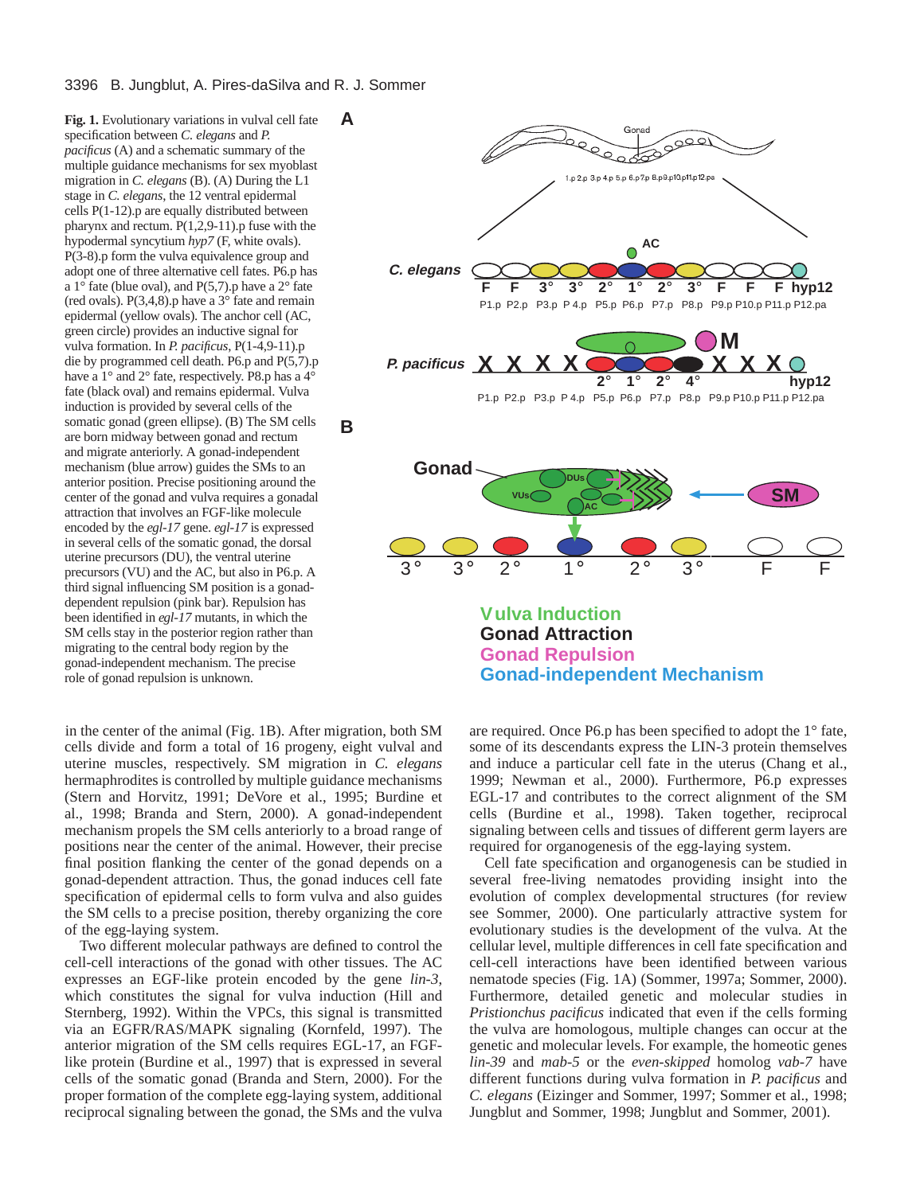**Fig. 1.** Evolutionary variations in vulval cell fate specification between *C. elegans* and *P. pacificus* (A) and a schematic summary of the multiple guidance mechanisms for sex myoblast migration in *C. elegans* (B). (A) During the L1 stage in *C. elegans*, the 12 ventral epidermal cells P(1-12).p are equally distributed between pharynx and rectum. P(1,2,9-11).p fuse with the hypodermal syncytium *hyp7* (F, white ovals). P(3-8).p form the vulva equivalence group and adopt one of three alternative cell fates. P6.p has a 1° fate (blue oval), and P(5,7).p have a 2° fate (red ovals). P(3,4,8).p have a 3° fate and remain epidermal (yellow ovals). The anchor cell (AC, green circle) provides an inductive signal for vulva formation. In *P. pacificus*, P(1-4,9-11).p die by programmed cell death. P6.p and P(5,7).p have a 1° and 2° fate, respectively. P8.p has a 4° fate (black oval) and remains epidermal. Vulva induction is provided by several cells of the somatic gonad (green ellipse). (B) The SM cells are born midway between gonad and rectum and migrate anteriorly. A gonad-independent mechanism (blue arrow) guides the SMs to an anterior position. Precise positioning around the center of the gonad and vulva requires a gonadal attraction that involves an FGF-like molecule encoded by the *egl-17* gene. *egl-17* is expressed in several cells of the somatic gonad, the dorsal uterine precursors (DU), the ventral uterine precursors (VU) and the AC, but also in P6.p. A third signal influencing SM position is a gonad-dependent repulsion (pink bar). Repulsion has been identified in *egl-17* mutants, in which the SM cells stay in the posterior region rather than migrating to the central body region by the gonad-independent mechanism. The precise role of gonad repulsion is unknown.

in the center of the animal (Fig. 1B). After migration, both SM cells divide and form a total of 16 progeny, eight vulval and uterine muscles, respectively. SM migration in *C. elegans* hermaphrodites is controlled by multiple guidance mechanisms (Stern and Horvitz, 1991; DeVore et al., 1995; Burdine et al., 1998; Branda and Stern, 2000). A gonad-independent mechanism propels the SM cells anteriorly to a broad range of positions near the center of the animal. However, their precise final position flanking the center of the gonad depends on a gonad-dependent attraction. Thus, the gonad induces cell fate specification of epidermal cells to form vulva and also guides the SM cells to a precise position, thereby organizing the core of the egg-laying system.

Two different molecular pathways are defined to control the cell-cell interactions of the gonad with other tissues. The AC expresses an EGF-like protein encoded by the gene *lin-3*, which constitutes the signal for vulva induction (Hill and Sternberg, 1992). Within the VPCs, this signal is transmitted via an EGFR/RAS/MAPK signaling (Kornfeld, 1997). The anterior migration of the SM cells requires EGL-17, an FGF-like protein (Burdine et al., 1997) that is expressed in several cells of the somatic gonad (Branda and Stern, 2000). For the proper formation of the complete egg-laying system, additional reciprocal signaling between the gonad, the SMs and the vulva are required. Once P6.p has been specified to adopt the 1° fate, some of its descendants express the LIN-3 protein themselves and induce a particular cell fate in the uterus (Chang et al., 1999; Newman et al., 2000). Furthermore, P6.p expresses EGL-17 and contributes to the correct alignment of the SM cells (Burdine et al., 1998). Taken together, reciprocal signaling between cells and tissues of different germ layers are required for organogenesis of the egg-laying system.

Cell fate specification and organogenesis can be studied in several free-living nematodes providing insight into the evolution of complex developmental structures (for review see Sommer, 2000). One particularly attractive system for evolutionary studies is the development of the vulva. At the cellular level, multiple differences in cell fate specification and cell-cell interactions have been identified between various nematode species (Fig. 1A) (Sommer, 1997a; Sommer, 2000). Furthermore, detailed genetic and molecular studies in *Pristionchus pacificus* indicated that even if the cells forming the vulva are homologous, multiple changes can occur at the genetic and molecular levels. For example, the homeotic genes *lin-39* and *mab-5* or the *even-skipped* homolog *vab-7* have different functions during vulva formation in *P. pacificus* and *C. elegans* (Eizinger and Sommer, 1997; Sommer et al., 1998; Jungblut and Sommer, 1998; Jungblut and Sommer, 2001).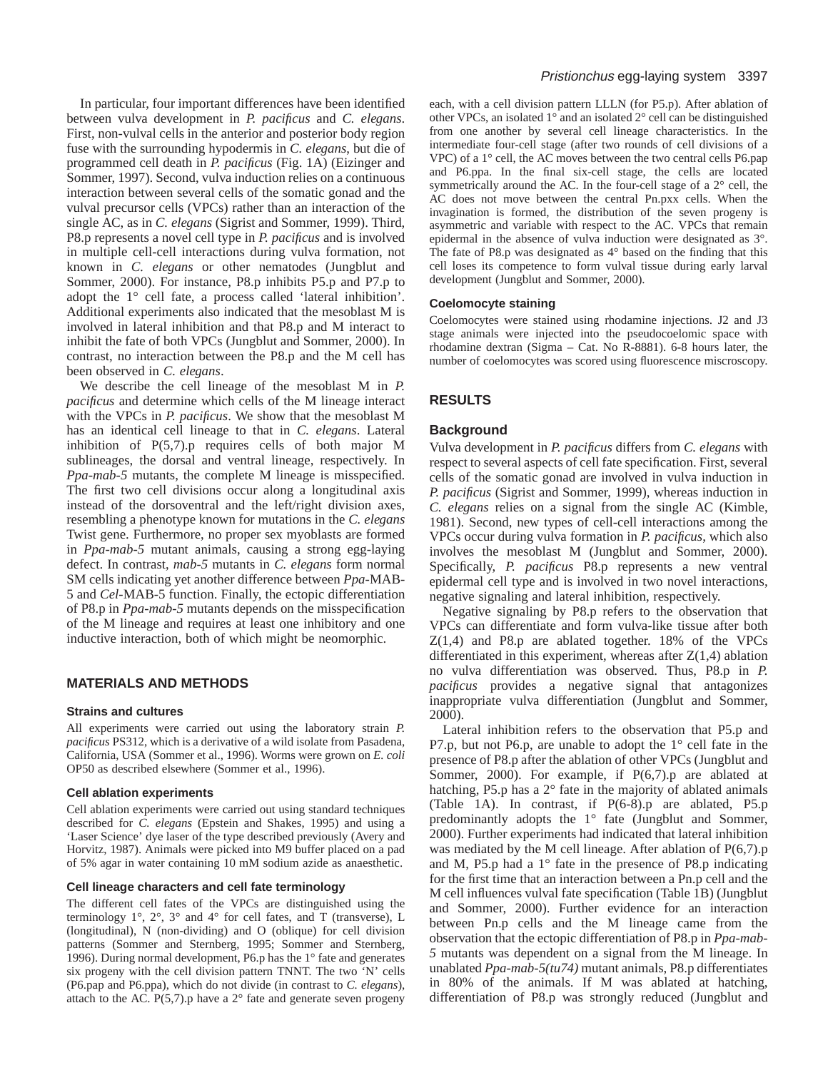In particular, four important differences have been identified between vulva development in *P. pacificus* and *C. elegans*. First, non-vulval cells in the anterior and posterior body region fuse with the surrounding hypodermis in *C. elegans*, but die of programmed cell death in *P. pacificus* (Fig. 1A) (Eizinger and Sommer, 1997). Second, vulva induction relies on a continuous interaction between several cells of the somatic gonad and the vulval precursor cells (VPCs) rather than an interaction of the single AC, as in *C. elegans* (Sigrist and Sommer, 1999). Third, P8.p represents a novel cell type in *P. pacificus* and is involved in multiple cell-cell interactions during vulva formation, not known in *C. elegans* or other nematodes (Jungblut and Sommer, 2000). For instance, P8.p inhibits P5.p and P7.p to adopt the 1° cell fate, a process called 'lateral inhibition'. Additional experiments also indicated that the mesoblast M is involved in lateral inhibition and that P8.p and M interact to inhibit the fate of both VPCs (Jungblut and Sommer, 2000). In contrast, no interaction between the P8.p and the M cell has been observed in *C. elegans*.

We describe the cell lineage of the mesoblast M in *P. pacificus* and determine which cells of the M lineage interact with the VPCs in *P. pacificus*. We show that the mesoblast M has an identical cell lineage to that in *C. elegans*. Lateral inhibition of P(5,7).p requires cells of both major M sublineages, the dorsal and ventral lineage, respectively. In *Ppa-mab-5* mutants, the complete M lineage is misspecified. The first two cell divisions occur along a longitudinal axis instead of the dorsoventral and the left/right division axes, resembling a phenotype known for mutations in the *C. elegans* Twist gene. Furthermore, no proper sex myoblasts are formed in *Ppa-mab-5* mutant animals, causing a strong egg-laying defect. In contrast, *mab-5* mutants in *C. elegans* form normal SM cells indicating yet another difference between *Ppa*-MAB-5 and *Cel*-MAB-5 function. Finally, the ectopic differentiation of P8.p in *Ppa-mab-5* mutants depends on the misspecification of the M lineage and requires at least one inhibitory and one inductive interaction, both of which might be neomorphic.

## MATERIALS AND METHODS

### Strains and cultures

All experiments were carried out using the laboratory strain *P. pacificus* PS312, which is a derivative of a wild isolate from Pasadena, California, USA (Sommer et al., 1996). Worms were grown on *E. coli* OP50 as described elsewhere (Sommer et al., 1996).

### Cell ablation experiments

Cell ablation experiments were carried out using standard techniques described for *C. elegans* (Epstein and Shakes, 1995) and using a 'Laser Science' dye laser of the type described previously (Avery and Horvitz, 1987). Animals were picked into M9 buffer placed on a pad of 5% agar in water containing 10 mM sodium azide as anaesthetic.

### Cell lineage characters and cell fate terminology

The different cell fates of the VPCs are distinguished using the terminology 1°, 2°, 3° and 4° for cell fates, and T (transverse), L (longitudinal), N (non-dividing) and O (oblique) for cell division patterns (Sommer and Sternberg, 1995; Sommer and Sternberg, 1996). During normal development, P6.p has the 1° fate and generates six progeny with the cell division pattern TNNT. The two 'N' cells (P6.pap and P6.ppa), which do not divide (in contrast to *C. elegans*), attach to the AC. P(5,7).p have a 2° fate and generate seven progeny each, with a cell division pattern LLLN (for P5.p). After ablation of other VPCs, an isolated 1° and an isolated 2° cell can be distinguished from one another by several cell lineage characteristics. In the intermediate four-cell stage (after two rounds of cell divisions of a VPC) of a 1° cell, the AC moves between the two central cells P6.pap and P6.ppa. In the final six-cell stage, the cells are located symmetrically around the AC. In the four-cell stage of a 2° cell, the AC does not move between the central Pn.pxx cells. When the invagination is formed, the distribution of the seven progeny is asymmetric and variable with respect to the AC. VPCs that remain epidermal in the absence of vulva induction were designated as 3°. The fate of P8.p was designated as 4° based on the finding that this cell loses its competence to form vulval tissue during early larval development (Jungblut and Sommer, 2000).

### Coelomocyte staining

Coelomocytes were stained using rhodamine injections. J2 and J3 stage animals were injected into the pseudocoelomic space with rhodamine dextran (Sigma – Cat. No R-8881). 6-8 hours later, the number of coelomocytes was scored using fluorescence miscroscopy.

## RESULTS

### Background

Vulva development in *P. pacificus* differs from *C. elegans* with respect to several aspects of cell fate specification. First, several cells of the somatic gonad are involved in vulva induction in *P. pacificus* (Sigrist and Sommer, 1999), whereas induction in *C. elegans* relies on a signal from the single AC (Kimble, 1981). Second, new types of cell-cell interactions among the VPCs occur during vulva formation in *P. pacificus*, which also involves the mesoblast M (Jungblut and Sommer, 2000). Specifically, *P. pacificus* P8.p represents a new ventral epidermal cell type and is involved in two novel interactions, negative signaling and lateral inhibition, respectively.

Negative signaling by P8.p refers to the observation that VPCs can differentiate and form vulva-like tissue after both Z(1,4) and P8.p are ablated together. 18% of the VPCs differentiated in this experiment, whereas after Z(1,4) ablation no vulva differentiation was observed. Thus, P8.p in *P. pacificus* provides a negative signal that antagonizes inappropriate vulva differentiation (Jungblut and Sommer, 2000).

Lateral inhibition refers to the observation that P5.p and P7.p, but not P6.p, are unable to adopt the 1° cell fate in the presence of P8.p after the ablation of other VPCs (Jungblut and Sommer, 2000). For example, if P(6,7).p are ablated at hatching, P5.p has a 2° fate in the majority of ablated animals (Table 1A). In contrast, if P(6-8).p are ablated, P5.p predominantly adopts the 1° fate (Jungblut and Sommer, 2000). Further experiments had indicated that lateral inhibition was mediated by the M cell lineage. After ablation of P(6,7).p and M, P5.p had a 1° fate in the presence of P8.p indicating for the first time that an interaction between a Pn.p cell and the M cell influences vulval fate specification (Table 1B) (Jungblut and Sommer, 2000). Further evidence for an interaction between Pn.p cells and the M lineage came from the observation that the ectopic differentiation of P8.p in *Ppa-mab-5* mutants was dependent on a signal from the M lineage. In unablated *Ppa-mab-5(tu74)* mutant animals, P8.p differentiates in 80% of the animals. If M was ablated at hatching, differentiation of P8.p was strongly reduced (Jungblut and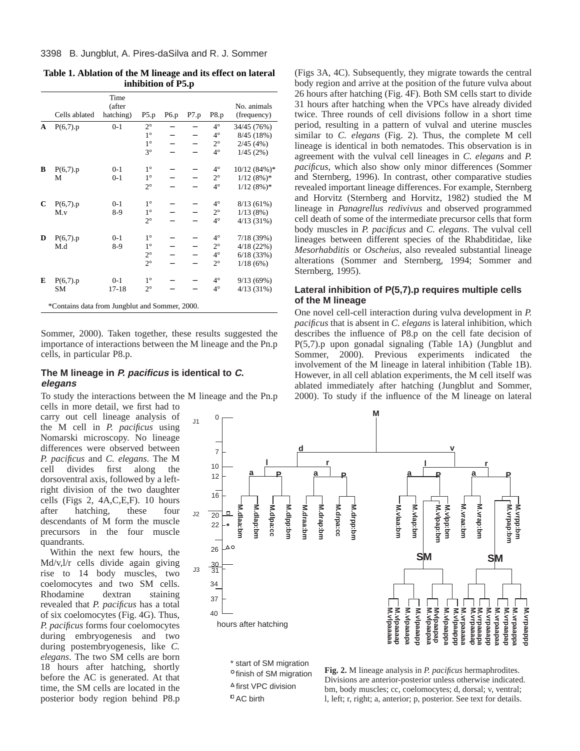**Table 1. Ablation of the M lineage and its effect on lateral inhibition of P5.p**

| | Cells ablated | Time (after hatching) | P5.p | P6.p | P7.p | P8.p | No. animals (frequency) |
|---|---|---|---|---|---|---|---|
| **A** | P(6,7).p | 0-1 | 2° | – | – | 4° | 34/45 (76%) |
| | | | 1° | – | – | 4° | 8/45 (18%) |
| | | | 1° | – | – | 2° | 2/45 (4%) |
| | | | 3° | – | – | 4° | 1/45 (2%) |
| **B** | P(6,7).p | 0-1 | 1° | – | – | 4° | 10/12 (84%)* |
| | M | 0-1 | 1° | – | – | 2° | 1/12 (8%)* |
| | | | 2° | – | – | 4° | 1/12 (8%)* |
| **C** | P(6,7).p | 0-1 | 1° | – | – | 4° | 8/13 (61%) |
| | M.v | 8-9 | 1° | – | – | 2° | 1/13 (8%) |
| | | | 2° | – | – | 4° | 4/13 (31%) |
| **D** | P(6,7).p | 0-1 | 1° | – | – | 4° | 7/18 (39%) |
| | M.d | 8-9 | 1° | – | – | 2° | 4/18 (22%) |
| | | | 2° | – | – | 4° | 6/18 (33%) |
| | | | 2° | – | – | 2° | 1/18 (6%) |
| **E** | P(6,7).p | 0-1 | 1° | – | – | 4° | 9/13 (69%) |
| | SM | 17-18 | 2° | – | – | 4° | 4/13 (31%) |

*Contains data from Jungblut and Sommer, 2000.

Sommer, 2000). Taken together, these results suggested the importance of interactions between the M lineage and the Pn.p cells, in particular P8.p.

### The M lineage in *P. pacificus* is identical to *C. elegans*

To study the interactions between the M lineage and the Pn.p cells in more detail, we first had to carry out cell lineage analysis of the M cell in *P. pacificus* using Nomarski microscopy. No lineage differences were observed between *P. pacificus* and *C. elegans*. The M cell divides first along the dorsoventral axis, followed by a left-right division of the two daughter cells (Figs 2, 4A,C,E,F). 10 hours after hatching, these four descendants of M form the muscle precursors in the four muscle quadrants.

Within the next few hours, the Md/v,l/r cells divide again giving rise to 14 body muscles, two coelomocytes and two SM cells. Rhodamine dextran staining revealed that *P. pacificus* has a total of six coelomocytes (Fig. 4G). Thus, *P. pacificus* forms four coelomocytes during embryogenesis and two during postembryogenesis, like *C. elegans*. The two SM cells are born 18 hours after hatching, shortly before the AC is generated. At that time, the SM cells are located in the posterior body region behind P8.p (Figs 3A, 4C). Subsequently, they migrate towards the central body region and arrive at the position of the future vulva about 26 hours after hatching (Fig. 4F). Both SM cells start to divide 31 hours after hatching when the VPCs have already divided twice. Three rounds of cell divisions follow in a short time period, resulting in a pattern of vulval and uterine muscles similar to *C. elegans* (Fig. 2). Thus, the complete M cell lineage is identical in both nematodes. This observation is in agreement with the vulval cell lineages in *C. elegans* and *P. pacificus*, which also show only minor differences (Sommer and Sternberg, 1996). In contrast, other comparative studies revealed important lineage differences. For example, Sternberg and Horvitz (Sternberg and Horvitz, 1982) studied the M lineage in *Panagrellus redivivus* and observed programmed cell death of some of the intermediate precursor cells that form body muscles in *P. pacificus* and *C. elegans*. The vulval cell lineages between different species of the Rhabditidae, like *Mesorhabditis* or *Oscheius*, also revealed substantial lineage alterations (Sommer and Sternberg, 1994; Sommer and Sternberg, 1995).

### Lateral inhibition of P(5,7).p requires multiple cells of the M lineage

One novel cell-cell interaction during vulva development in *P. pacificus* that is absent in *C. elegans* is lateral inhibition, which describes the influence of P8.p on the cell fate decision of P(5,7).p upon gonadal signaling (Table 1A) (Jungblut and Sommer, 2000). Previous experiments indicated the involvement of the M lineage in lateral inhibition (Table 1B). However, in all cell ablation experiments, the M cell itself was ablated immediately after hatching (Jungblut and Sommer, 2000). To study if the influence of the M lineage on lateral

* start of SM migration
° finish of SM migration
Δ first VPC division
□ AC birth

**Fig. 2.** M lineage analysis in *P. pacificus* hermaphrodites. Divisions are anterior-posterior unless otherwise indicated. bm, body muscles; cc, coelomocytes; d, dorsal; v, ventral; l, left; r, right; a, anterior; p, posterior. See text for details.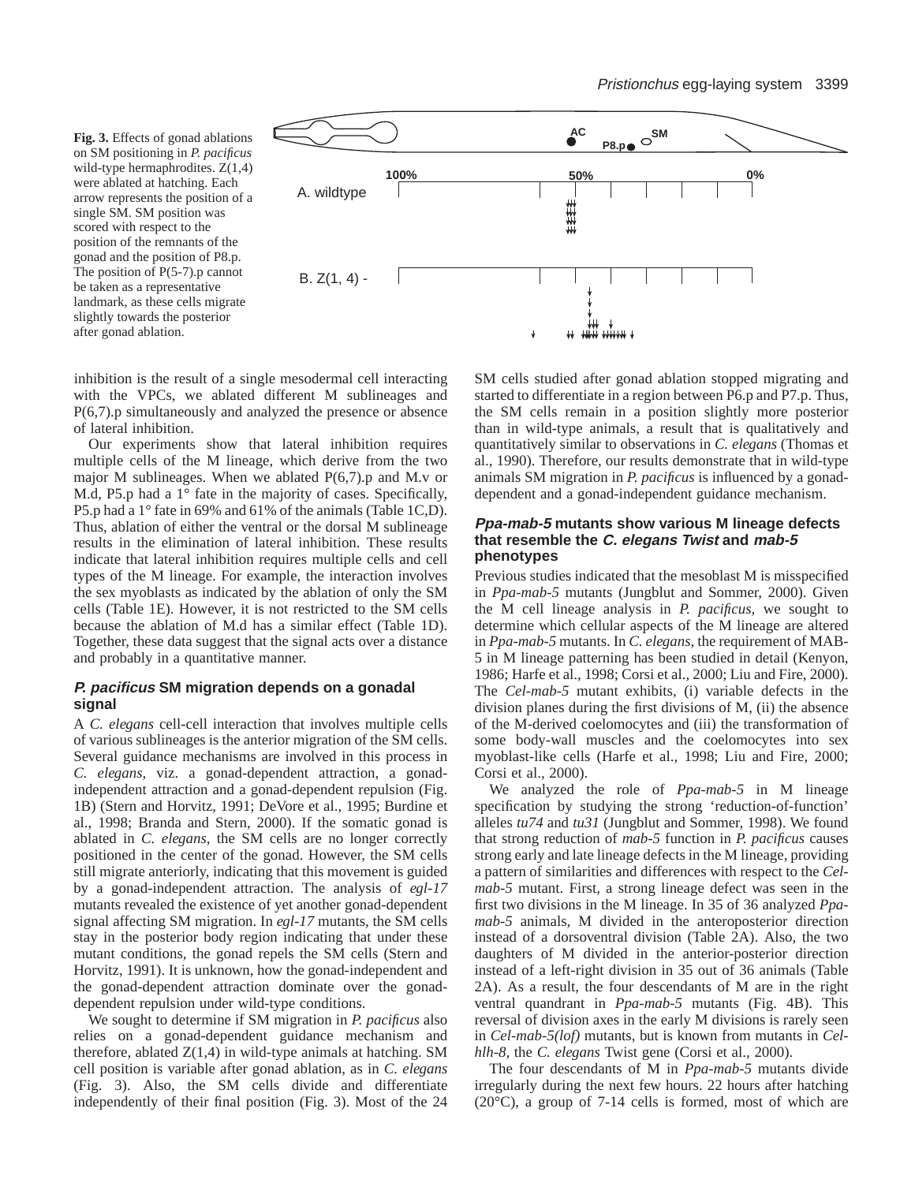**Fig. 3.** Effects of gonad ablations on SM positioning in *P. pacificus* wild-type hermaphrodites. Z(1,4) were ablated at hatching. Each arrow represents the position of a single SM. SM position was scored with respect to the position of the remnants of the gonad and the position of P8.p. The position of P(5-7).p cannot be taken as a representative landmark, as these cells migrate slightly towards the posterior after gonad ablation.

inhibition is the result of a single mesodermal cell interacting with the VPCs, we ablated different M sublineages and P(6,7).p simultaneously and analyzed the presence or absence of lateral inhibition.

Our experiments show that lateral inhibition requires multiple cells of the M lineage, which derive from the two major M sublineages. When we ablated P(6,7).p and M.v or M.d, P5.p had a 1° fate in the majority of cases. Specifically, P5.p had a 1° fate in 69% and 61% of the animals (Table 1C,D). Thus, ablation of either the ventral or the dorsal M sublineage results in the elimination of lateral inhibition. These results indicate that lateral inhibition requires multiple cells and cell types of the M lineage. For example, the interaction involves the sex myoblasts as indicated by the ablation of only the SM cells (Table 1E). However, it is not restricted to the SM cells because the ablation of M.d has a similar effect (Table 1D). Together, these data suggest that the signal acts over a distance and probably in a quantitative manner.

### *P. pacificus* SM migration depends on a gonadal signal

A *C. elegans* cell-cell interaction that involves multiple cells of various sublineages is the anterior migration of the SM cells. Several guidance mechanisms are involved in this process in *C. elegans*, viz. a gonad-dependent attraction, a gonad-independent attraction and a gonad-dependent repulsion (Fig. 1B) (Stern and Horvitz, 1991; DeVore et al., 1995; Burdine et al., 1998; Branda and Stern, 2000). If the somatic gonad is ablated in *C. elegans*, the SM cells are no longer correctly positioned in the center of the gonad. However, the SM cells still migrate anteriorly, indicating that this movement is guided by a gonad-independent attraction. The analysis of *egl-17* mutants revealed the existence of yet another gonad-dependent signal affecting SM migration. In *egl-17* mutants, the SM cells stay in the posterior body region indicating that under these mutant conditions, the gonad repels the SM cells (Stern and Horvitz, 1991). It is unknown, how the gonad-independent and the gonad-dependent attraction dominate over the gonad-dependent repulsion under wild-type conditions.

We sought to determine if SM migration in *P. pacificus* also relies on a gonad-dependent guidance mechanism and therefore, ablated Z(1,4) in wild-type animals at hatching. SM cell position is variable after gonad ablation, as in *C. elegans* (Fig. 3). Also, the SM cells divide and differentiate independently of their final position (Fig. 3). Most of the 24 SM cells studied after gonad ablation stopped migrating and started to differentiate in a region between P6.p and P7.p. Thus, the SM cells remain in a position slightly more posterior than in wild-type animals, a result that is qualitatively and quantitatively similar to observations in *C. elegans* (Thomas et al., 1990). Therefore, our results demonstrate that in wild-type animals SM migration in *P. pacificus* is influenced by a gonad-dependent and a gonad-independent guidance mechanism.

### *Ppa-mab-5* mutants show various M lineage defects that resemble the *C. elegans Twist* and *mab-5* phenotypes

Previous studies indicated that the mesoblast M is misspecified in *Ppa-mab-5* mutants (Jungblut and Sommer, 2000). Given the M cell lineage analysis in *P. pacificus*, we sought to determine which cellular aspects of the M lineage are altered in *Ppa-mab-5* mutants. In *C. elegans*, the requirement of MAB-5 in M lineage patterning has been studied in detail (Kenyon, 1986; Harfe et al., 1998; Corsi et al., 2000; Liu and Fire, 2000). The *Cel-mab-5* mutant exhibits, (i) variable defects in the division planes during the first divisions of M, (ii) the absence of the M-derived coelomocytes and (iii) the transformation of some body-wall muscles and the coelomocytes into sex myoblast-like cells (Harfe et al., 1998; Liu and Fire, 2000; Corsi et al., 2000).

We analyzed the role of *Ppa-mab-5* in M lineage specification by studying the strong 'reduction-of-function' alleles *tu74* and *tu31* (Jungblut and Sommer, 1998). We found that strong reduction of *mab-5* function in *P. pacificus* causes strong early and late lineage defects in the M lineage, providing a pattern of similarities and differences with respect to the *Cel-mab-5* mutant. First, a strong lineage defect was seen in the first two divisions in the M lineage. In 35 of 36 analyzed *Ppa-mab-5* animals, M divided in the anteroposterior direction instead of a dorsoventral division (Table 2A). Also, the two daughters of M divided in the anterior-posterior direction instead of a left-right division in 35 out of 36 animals (Table 2A). As a result, the four descendants of M are in the right ventral quandrant in *Ppa-mab-5* mutants (Fig. 4B). This reversal of division axes in the early M divisions is rarely seen in *Cel-mab-5(lof)* mutants, but is known from mutants in *Cel-hlh-8*, the *C. elegans* Twist gene (Corsi et al., 2000).

The four descendants of M in *Ppa-mab-5* mutants divide irregularly during the next few hours. 22 hours after hatching (20°C), a group of 7-14 cells is formed, most of which are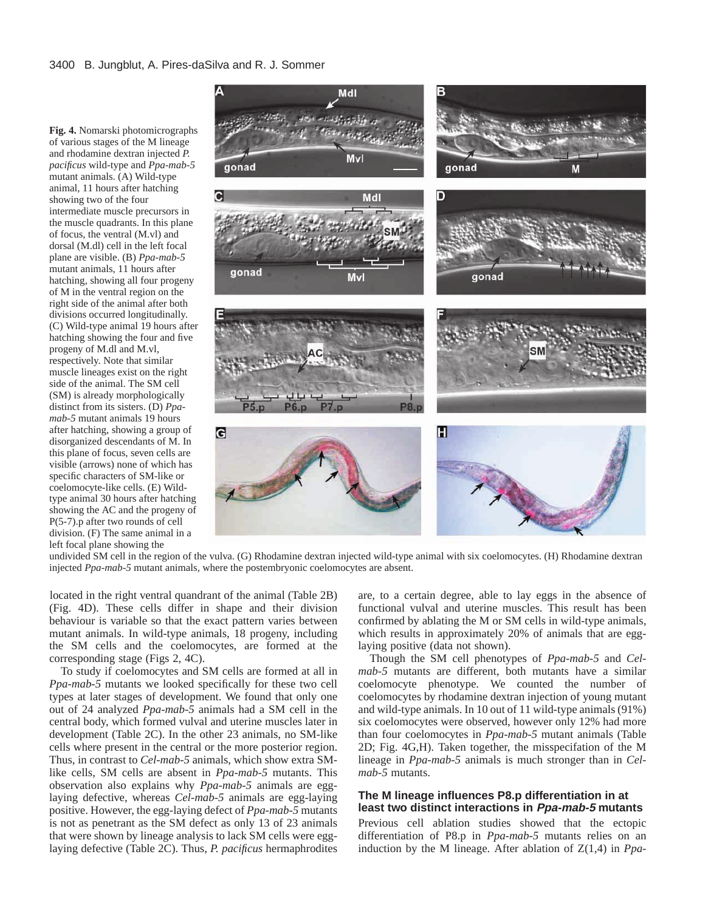**Fig. 4.** Nomarski photomicrographs of various stages of the M lineage and rhodamine dextran injected *P. pacificus* wild-type and *Ppa-mab-5* mutant animals. (A) Wild-type animal, 11 hours after hatching showing two of the four intermediate muscle precursors in the muscle quadrants. In this plane of focus, the ventral (M.vl) and dorsal (M.dl) cell in the left focal plane are visible. (B) *Ppa-mab-5* mutant animals, 11 hours after hatching, showing all four progeny of M in the ventral region on the right side of the animal after both divisions occurred longitudinally. (C) Wild-type animal 19 hours after hatching showing the four and five progeny of M.dl and M.vl, respectively. Note that similar muscle lineages exist on the right side of the animal. The SM cell (SM) is already morphologically distinct from its sisters. (D) *Ppa-mab-5* mutant animals 19 hours after hatching, showing a group of disorganized descendants of M. In this plane of focus, seven cells are visible (arrows) none of which has specific characters of SM-like or coelomocyte-like cells. (E) Wild-type animal 30 hours after hatching showing the AC and the progeny of P(5-7).p after two rounds of cell division. (F) The same animal in a left focal plane showing the undivided SM cell in the region of the vulva. (G) Rhodamine dextran injected wild-type animal with six coelomocytes. (H) Rhodamine dextran injected *Ppa-mab-5* mutant animals, where the postembryonic coelomocytes are absent.

located in the right ventral quadrant of the animal (Table 2B) (Fig. 4D). These cells differ in shape and their division behaviour is variable so that the exact pattern varies between mutant animals. In wild-type animals, 18 progeny, including the SM cells and the coelomocytes, are formed at the corresponding stage (Figs 2, 4C).

To study if coelomocytes and SM cells are formed at all in *Ppa-mab-5* mutants we looked specifically for these two cell types at later stages of development. We found that only one out of 24 analyzed *Ppa-mab-5* animals had a SM cell in the central body, which formed vulval and uterine muscles later in development (Table 2C). In the other 23 animals, no SM-like cells where present in the central or the more posterior region. Thus, in contrast to *Cel-mab-5* animals, which show extra SM-like cells, SM cells are absent in *Ppa-mab-5* mutants. This observation also explains why *Ppa-mab-5* animals are egg-laying defective, whereas *Cel-mab-5* animals are egg-laying positive. However, the egg-laying defect of *Ppa-mab-5* mutants is not as penetrant as the SM defect as only 13 of 23 animals that were shown by lineage analysis to lack SM cells were egg-laying defective (Table 2C). Thus, *P. pacificus* hermaphrodites are, to a certain degree, able to lay eggs in the absence of functional vulval and uterine muscles. This result has been confirmed by ablating the M or SM cells in wild-type animals, which results in approximately 20% of animals that are egg-laying positive (data not shown).

Though the SM cell phenotypes of *Ppa-mab-5* and *Cel-mab-5* mutants are different, both mutants have a similar coelomocyte phenotype. We counted the number of coelomocytes by rhodamine dextran injection of young mutant and wild-type animals. In 10 out of 11 wild-type animals (91%) six coelomocytes were observed, however only 12% had more than four coelomocytes in *Ppa-mab-5* mutant animals (Table 2D; Fig. 4G,H). Taken together, the misspecification of the M lineage in *Ppa-mab-5* animals is much stronger than in *Cel-mab-5* mutants.

### The M lineage influences P8.p differentiation in at least two distinct interactions in *Ppa-mab-5* mutants

Previous cell ablation studies showed that the ectopic differentiation of P8.p in *Ppa-mab-5* mutants relies on an induction by the M lineage. After ablation of Z(1,4) in *Ppa-*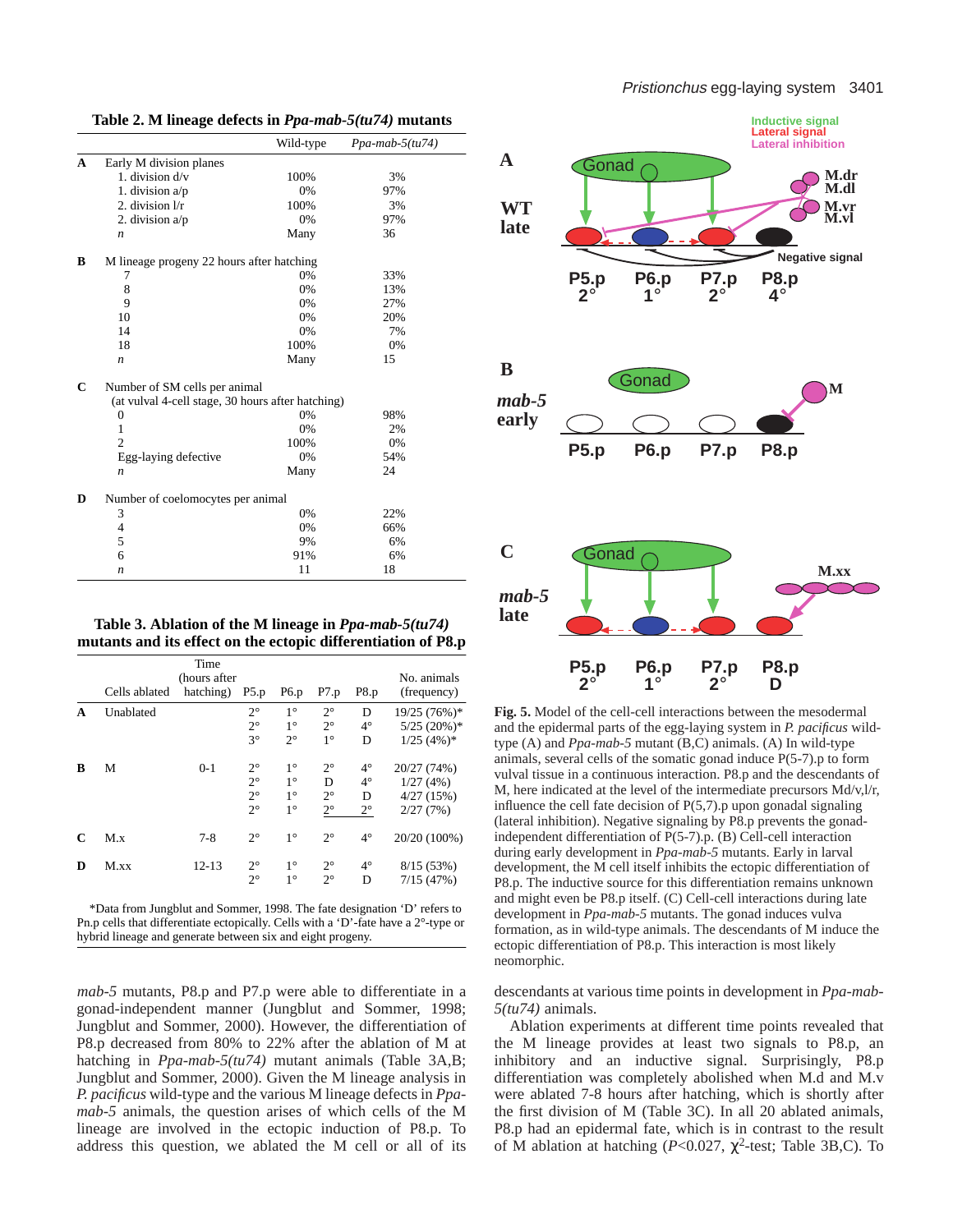**Table 2. M lineage defects in *Ppa-mab-5(tu74)* mutants**

| | | Wild-type | *Ppa-mab-5(tu74)* |
|---|---|---|---|
| **A** | Early M division planes | | |
| | 1. division d/v | 100% | 3% |
| | 1. division a/p | 0% | 97% |
| | 2. division l/r | 100% | 3% |
| | 2. division a/p | 0% | 97% |
| | *n* | Many | 36 |
| **B** | M lineage progeny 22 hours after hatching | | |
| | 7 | 0% | 33% |
| | 8 | 0% | 13% |
| | 9 | 0% | 27% |
| | 10 | 0% | 20% |
| | 14 | 0% | 7% |
| | 18 | 100% | 0% |
| | *n* | Many | 15 |
| **C** | Number of SM cells per animal (at vulval 4-cell stage, 30 hours after hatching) | | |
| | 0 | 0% | 98% |
| | 1 | 0% | 2% |
| | 2 | 100% | 0% |
| | Egg-laying defective | 0% | 54% |
| | *n* | Many | 24 |
| **D** | Number of coelomocytes per animal | | |
| | 3 | 0% | 22% |
| | 4 | 0% | 66% |
| | 5 | 9% | 6% |
| | 6 | 91% | 6% |
| | *n* | 11 | 18 |

**Table 3. Ablation of the M lineage in *Ppa-mab-5(tu74)* mutants and its effect on the ectopic differentiation of P8.p**

| | Cells ablated | Time (hours after hatching) | P5.p | P6.p | P7.p | P8.p | No. animals (frequency) |
|---|---|---|---|---|---|---|---|
| **A** | Unablated | | 2° | 1° | 2° | D | 19/25 (76%)* |
| | | | 2° | 1° | 2° | 4° | 5/25 (20%)* |
| | | | 3° | 2° | 1° | D | 1/25 (4%)* |
| **B** | M | 0-1 | 2° | 1° | 2° | 4° | 20/27 (74%) |
| | | | 2° | 1° | D | 4° | 1/27 (4%) |
| | | | 2° | 1° | 2° | D | 4/27 (15%) |
| | | | 2° | 1° | <u>2°</u> | <u>2°</u> | 2/27 (7%) |
| **C** | M.x | 7-8 | 2° | 1° | 2° | 4° | 20/20 (100%) |
| **D** | M.xx | 12-13 | 2° | 1° | 2° | 4° | 8/15 (53%) |
| | | | 2° | 1° | 2° | D | 7/15 (47%) |

*Data from Jungblut and Sommer, 1998. The fate designation 'D' refers to Pn.p cells that differentiate ectopically. Cells with a 'D'-fate have a 2°-type or hybrid lineage and generate between six and eight progeny.

*mab-5* mutants, P8.p and P7.p were able to differentiate in a gonad-independent manner (Jungblut and Sommer, 1998; Jungblut and Sommer, 2000). However, the differentiation of P8.p decreased from 80% to 22% after the ablation of M at hatching in *Ppa-mab-5(tu74)* mutant animals (Table 3A,B; Jungblut and Sommer, 2000). Given the M lineage analysis in *P. pacificus* wild-type and the various M lineage defects in *Ppa-mab-5* animals, the question arises of which cells of the M lineage are involved in the ectopic induction of P8.p. To address this question, we ablated the M cell or all of its descendants at various time points in development in *Ppa-mab-5(tu74)* animals.

Ablation experiments at different time points revealed that the M lineage provides at least two signals to P8.p, an inhibitory and an inductive signal. Surprisingly, P8.p differentiation was completely abolished when M.d and M.v were ablated 7-8 hours after hatching, which is shortly after the first division of M (Table 3C). In all 20 ablated animals, P8.p had an epidermal fate, which is in contrast to the result of M ablation at hatching ($P$<0.027, $\chi^2$-test; Table 3B,C). To

**Fig. 5.** Model of the cell-cell interactions between the mesodermal and the epidermal parts of the egg-laying system in *P. pacificus* wild-type (A) and *Ppa-mab-5* mutant (B,C) animals. (A) In wild-type animals, several cells of the somatic gonad induce P(5-7).p to form vulval tissue in a continuous interaction. P8.p and the descendants of M, here indicated at the level of the intermediate precursors Md/v,l/r, influence the cell fate decision of P(5,7).p upon gonadal signaling (lateral inhibition). Negative signaling by P8.p prevents the gonad-independent differentiation of P(5-7).p. (B) Cell-cell interaction during early development in *Ppa-mab-5* mutants. Early in larval development, the M cell itself inhibits the ectopic differentiation of P8.p. The inductive source for this differentiation remains unknown and might even be P8.p itself. (C) Cell-cell interactions during late development in *Ppa-mab-5* mutants. The gonad induces vulva formation, as in wild-type animals. The descendants of M induce the ectopic differentiation of P8.p. This interaction is most likely neomorphic.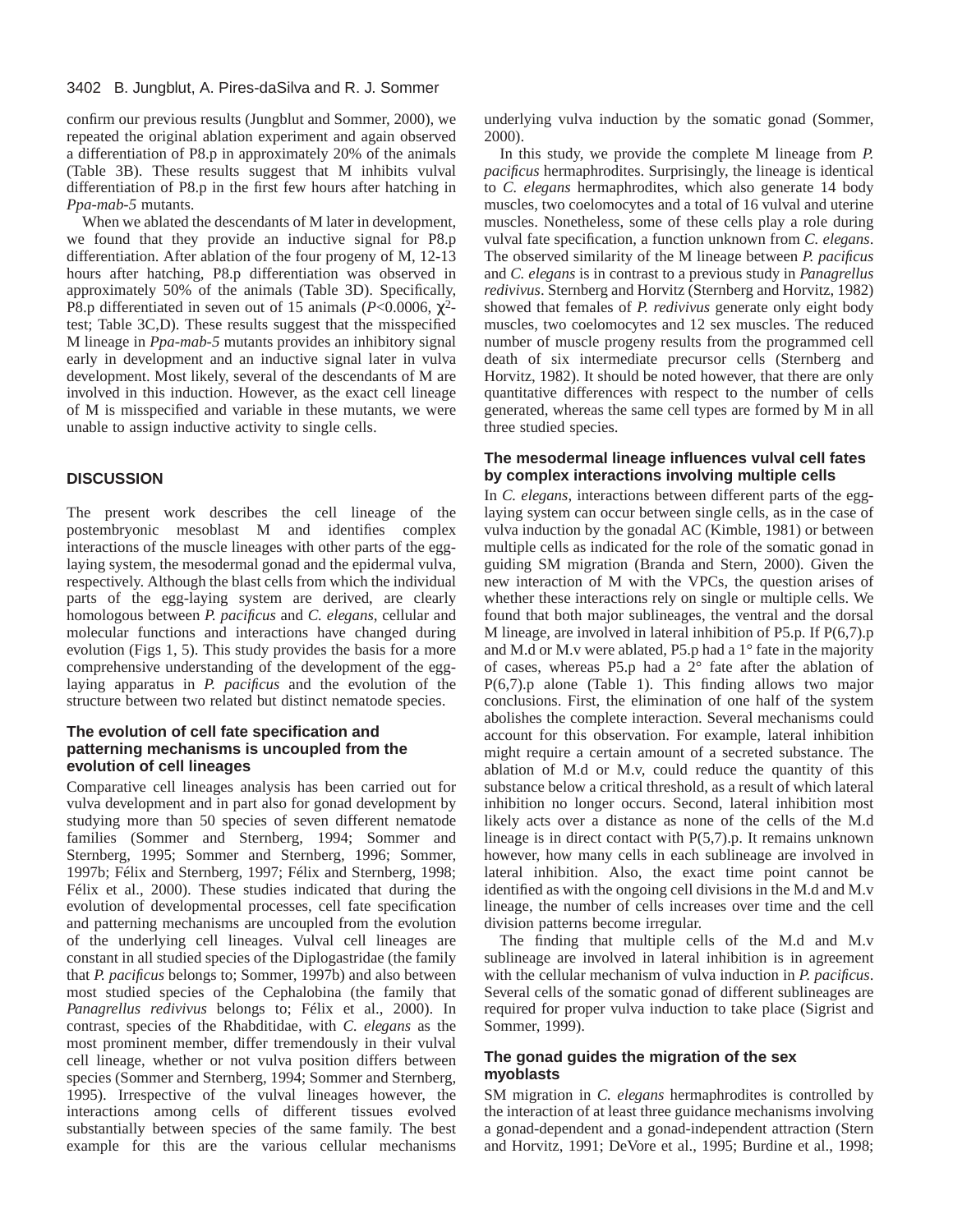confirm our previous results (Jungblut and Sommer, 2000), we repeated the original ablation experiment and again observed a differentiation of P8.p in approximately 20% of the animals (Table 3B). These results suggest that M inhibits vulval differentiation of P8.p in the first few hours after hatching in *Ppa-mab-5* mutants.

When we ablated the descendants of M later in development, we found that they provide an inductive signal for P8.p differentiation. After ablation of the four progeny of M, 12-13 hours after hatching, P8.p differentiation was observed in approximately 50% of the animals (Table 3D). Specifically, P8.p differentiated in seven out of 15 animals ($P<0.0006$, $\chi^2$-test; Table 3C,D). These results suggest that the misspecified M lineage in *Ppa-mab-5* mutants provides an inhibitory signal early in development and an inductive signal later in vulva development. Most likely, several of the descendants of M are involved in this induction. However, as the exact cell lineage of M is misspecified and variable in these mutants, we were unable to assign inductive activity to single cells.

## DISCUSSION

The present work describes the cell lineage of the postembryonic mesoblast M and identifies complex interactions of the muscle lineages with other parts of the egg-laying system, the mesodermal gonad and the epidermal vulva, respectively. Although the blast cells from which the individual parts of the egg-laying system are derived, are clearly homologous between *P. pacificus* and *C. elegans*, cellular and molecular functions and interactions have changed during evolution (Figs 1, 5). This study provides the basis for a more comprehensive understanding of the development of the egg-laying apparatus in *P. pacificus* and the evolution of the structure between two related but distinct nematode species.

### The evolution of cell fate specification and patterning mechanisms is uncoupled from the evolution of cell lineages

Comparative cell lineages analysis has been carried out for vulva development and in part also for gonad development by studying more than 50 species of seven different nematode families (Sommer and Sternberg, 1994; Sommer and Sternberg, 1995; Sommer and Sternberg, 1996; Sommer, 1997b; Félix and Sternberg, 1997; Félix and Sternberg, 1998; Félix et al., 2000). These studies indicated that during the evolution of developmental processes, cell fate specification and patterning mechanisms are uncoupled from the evolution of the underlying cell lineages. Vulval cell lineages are constant in all studied species of the Diplogastridae (the family that *P. pacificus* belongs to; Sommer, 1997b) and also between most studied species of the Cephalobina (the family that *Panagrellus redivivus* belongs to; Félix et al., 2000). In contrast, species of the Rhabditidae, with *C. elegans* as the most prominent member, differ tremendously in their vulval cell lineage, whether or not vulva position differs between species (Sommer and Sternberg, 1994; Sommer and Sternberg, 1995). Irrespective of the vulval lineages however, the interactions among cells of different tissues evolved substantially between species of the same family. The best example for this are the various cellular mechanisms underlying vulva induction by the somatic gonad (Sommer, 2000).

In this study, we provide the complete M lineage from *P. pacificus* hermaphrodites. Surprisingly, the lineage is identical to *C. elegans* hermaphrodites, which also generate 14 body muscles, two coelomocytes and a total of 16 vulval and uterine muscles. Nonetheless, some of these cells play a role during vulval fate specification, a function unknown from *C. elegans*. The observed similarity of the M lineage between *P. pacificus* and *C. elegans* is in contrast to a previous study in *Panagrellus redivivus*. Sternberg and Horvitz (Sternberg and Horvitz, 1982) showed that females of *P. redivivus* generate only eight body muscles, two coelomocytes and 12 sex muscles. The reduced number of muscle progeny results from the programmed cell death of six intermediate precursor cells (Sternberg and Horvitz, 1982). It should be noted however, that there are only quantitative differences with respect to the number of cells generated, whereas the same cell types are formed by M in all three studied species.

### The mesodermal lineage influences vulval cell fates by complex interactions involving multiple cells

In *C. elegans*, interactions between different parts of the egg-laying system can occur between single cells, as in the case of vulva induction by the gonadal AC (Kimble, 1981) or between multiple cells as indicated for the role of the somatic gonad in guiding SM migration (Branda and Stern, 2000). Given the new interaction of M with the VPCs, the question arises of whether these interactions rely on single or multiple cells. We found that both major sublineages, the ventral and the dorsal M lineage, are involved in lateral inhibition of P5.p. If P(6,7).p and M.d or M.v were ablated, P5.p had a 1° fate in the majority of cases, whereas P5.p had a 2° fate after the ablation of P(6,7).p alone (Table 1). This finding allows two major conclusions. First, the elimination of one half of the system abolishes the complete interaction. Several mechanisms could account for this observation. For example, lateral inhibition might require a certain amount of a secreted substance. The ablation of M.d or M.v, could reduce the quantity of this substance below a critical threshold, as a result of which lateral inhibition no longer occurs. Second, lateral inhibition most likely acts over a distance as none of the cells of the M.d lineage is in direct contact with P(5,7).p. It remains unknown however, how many cells in each sublineage are involved in lateral inhibition. Also, the exact time point cannot be identified as with the ongoing cell divisions in the M.d and M.v lineage, the number of cells increases over time and the cell division patterns become irregular.

The finding that multiple cells of the M.d and M.v sublineage are involved in lateral inhibition is in agreement with the cellular mechanism of vulva induction in *P. pacificus*. Several cells of the somatic gonad of different sublineages are required for proper vulva induction to take place (Sigrist and Sommer, 1999).

### The gonad guides the migration of the sex myoblasts

SM migration in *C. elegans* hermaphrodites is controlled by the interaction of at least three guidance mechanisms involving a gonad-dependent and a gonad-independent attraction (Stern and Horvitz, 1991; DeVore et al., 1995; Burdine et al., 1998;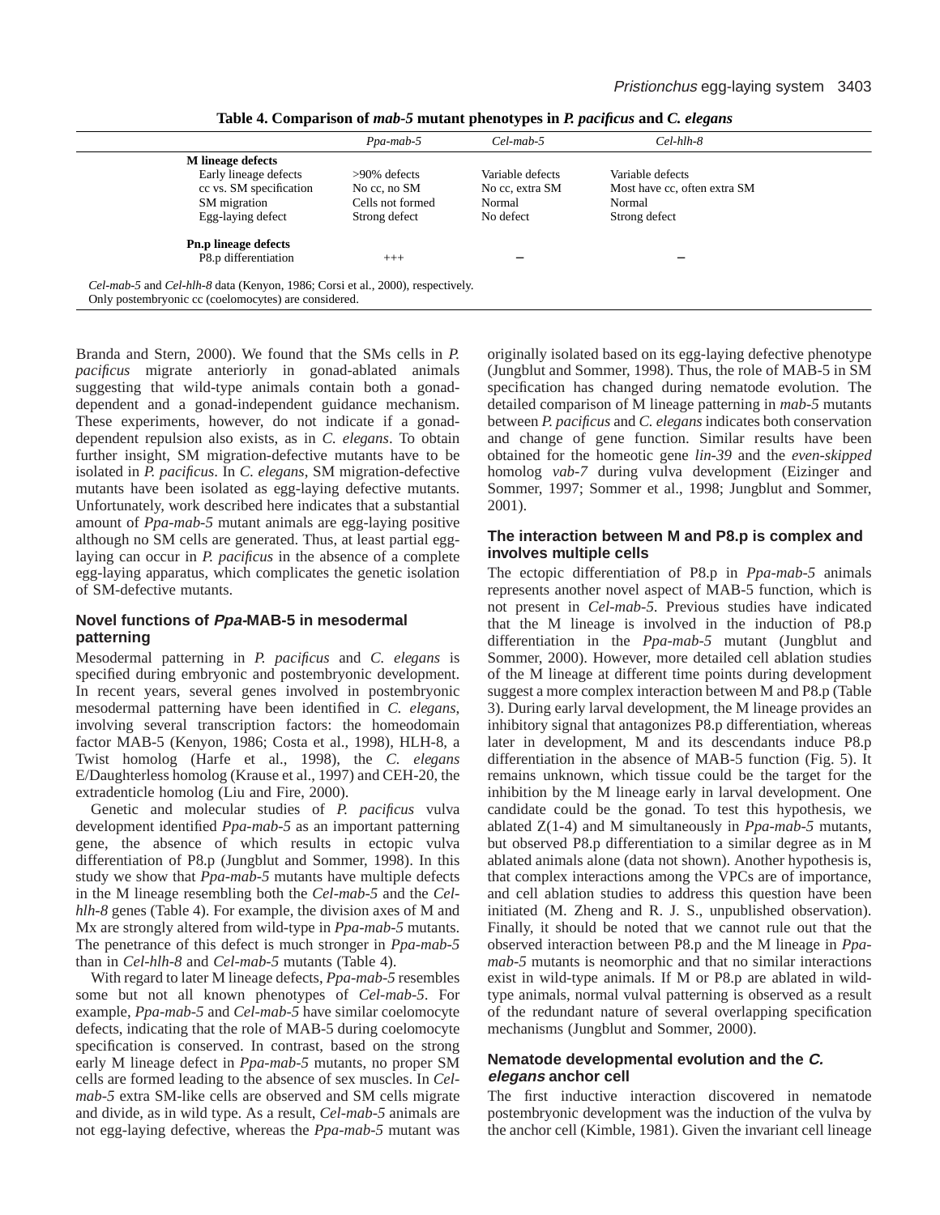**Table 4. Comparison of *mab-5* mutant phenotypes in *P. pacificus* and *C. elegans***

| | *Ppa-mab-5* | *Cel-mab-5* | *Cel-hlh-8* |
|---|---|---|---|
| **M lineage defects** | | | |
| Early lineage defects | >90% defects | Variable defects | Variable defects |
| cc vs. SM specification | No cc, no SM | No cc, extra SM | Most have cc, often extra SM |
| SM migration | Cells not formed | Normal | Normal |
| Egg-laying defect | Strong defect | No defect | Strong defect |
| **Pn.p lineage defects** | | | |
| P8.p differentiation | +++ | – | – |

*Cel-mab-5* and *Cel-hlh-8* data (Kenyon, 1986; Corsi et al., 2000), respectively.
Only postembryonic cc (coelomocytes) are considered.

Branda and Stern, 2000). We found that the SMs cells in *P. pacificus* migrate anteriorly in gonad-ablated animals suggesting that wild-type animals contain both a gonad-dependent and a gonad-independent guidance mechanism. These experiments, however, do not indicate if a gonad-dependent repulsion also exists, as in *C. elegans*. To obtain further insight, SM migration-defective mutants have to be isolated in *P. pacificus*. In *C. elegans*, SM migration-defective mutants have been isolated as egg-laying defective mutants. Unfortunately, work described here indicates that a substantial amount of *Ppa-mab-5* mutant animals are egg-laying positive although no SM cells are generated. Thus, at least partial egg-laying can occur in *P. pacificus* in the absence of a complete egg-laying apparatus, which complicates the genetic isolation of SM-defective mutants.

### Novel functions of *Ppa*-MAB-5 in mesodermal patterning

Mesodermal patterning in *P. pacificus* and *C. elegans* is specified during embryonic and postembryonic development. In recent years, several genes involved in postembryonic mesodermal patterning have been identified in *C. elegans*, involving several transcription factors: the homeodomain factor MAB-5 (Kenyon, 1986; Costa et al., 1998), HLH-8, a Twist homolog (Harfe et al., 1998), the *C. elegans* E/Daughterless homolog (Krause et al., 1997) and CEH-20, the extradenticle homolog (Liu and Fire, 2000).

Genetic and molecular studies of *P. pacificus* vulva development identified *Ppa-mab-5* as an important patterning gene, the absence of which results in ectopic vulva differentiation of P8.p (Jungblut and Sommer, 1998). In this study we show that *Ppa-mab-5* mutants have multiple defects in the M lineage resembling both the *Cel-mab-5* and the *Cel-hlh-8* genes (Table 4). For example, the division axes of M and Mx are strongly altered from wild-type in *Ppa-mab-5* mutants. The penetrance of this defect is much stronger in *Ppa-mab-5* than in *Cel-hlh-8* and *Cel-mab-5* mutants (Table 4).

With regard to later M lineage defects, *Ppa-mab-5* resembles some but not all known phenotypes of *Cel-mab-5*. For example, *Ppa-mab-5* and *Cel-mab-5* have similar coelomocyte defects, indicating that the role of MAB-5 during coelomocyte specification is conserved. In contrast, based on the strong early M lineage defect in *Ppa-mab-5* mutants, no proper SM cells are formed leading to the absence of sex muscles. In *Cel-mab-5* extra SM-like cells are observed and SM cells migrate and divide, as in wild type. As a result, *Cel-mab-5* animals are not egg-laying defective, whereas the *Ppa-mab-5* mutant was originally isolated based on its egg-laying defective phenotype (Jungblut and Sommer, 1998). Thus, the role of MAB-5 in SM specification has changed during nematode evolution. The detailed comparison of M lineage patterning in *mab-5* mutants between *P. pacificus* and *C. elegans* indicates both conservation and change of gene function. Similar results have been obtained for the homeotic gene *lin-39* and the *even-skipped* homolog *vab-7* during vulva development (Eizinger and Sommer, 1997; Sommer et al., 1998; Jungblut and Sommer, 2001).

### The interaction between M and P8.p is complex and involves multiple cells

The ectopic differentiation of P8.p in *Ppa-mab-5* animals represents another novel aspect of MAB-5 function, which is not present in *Cel-mab-5*. Previous studies have indicated that the M lineage is involved in the induction of P8.p differentiation in the *Ppa-mab-5* mutant (Jungblut and Sommer, 2000). However, more detailed cell ablation studies of the M lineage at different time points during development suggest a more complex interaction between M and P8.p (Table 3). During early larval development, the M lineage provides an inhibitory signal that antagonizes P8.p differentiation, whereas later in development, M and its descendants induce P8.p differentiation in the absence of MAB-5 function (Fig. 5). It remains unknown, which tissue could be the target for the inhibition by the M lineage early in larval development. One candidate could be the gonad. To test this hypothesis, we ablated Z(1-4) and M simultaneously in *Ppa-mab-5* mutants, but observed P8.p differentiation to a similar degree as in M ablated animals alone (data not shown). Another hypothesis is, that complex interactions among the VPCs are of importance, and cell ablation studies to address this question have been initiated (M. Zheng and R. J. S., unpublished observation). Finally, it should be noted that we cannot rule out that the observed interaction between P8.p and the M lineage in *Ppa-mab-5* mutants is neomorphic and that no similar interactions exist in wild-type animals. If M or P8.p are ablated in wild-type animals, normal vulval patterning is observed as a result of the redundant nature of several overlapping specification mechanisms (Jungblut and Sommer, 2000).

### Nematode developmental evolution and the *C. elegans* anchor cell

The first inductive interaction discovered in nematode postembryonic development was the induction of the vulva by the anchor cell (Kimble, 1981). Given the invariant cell lineage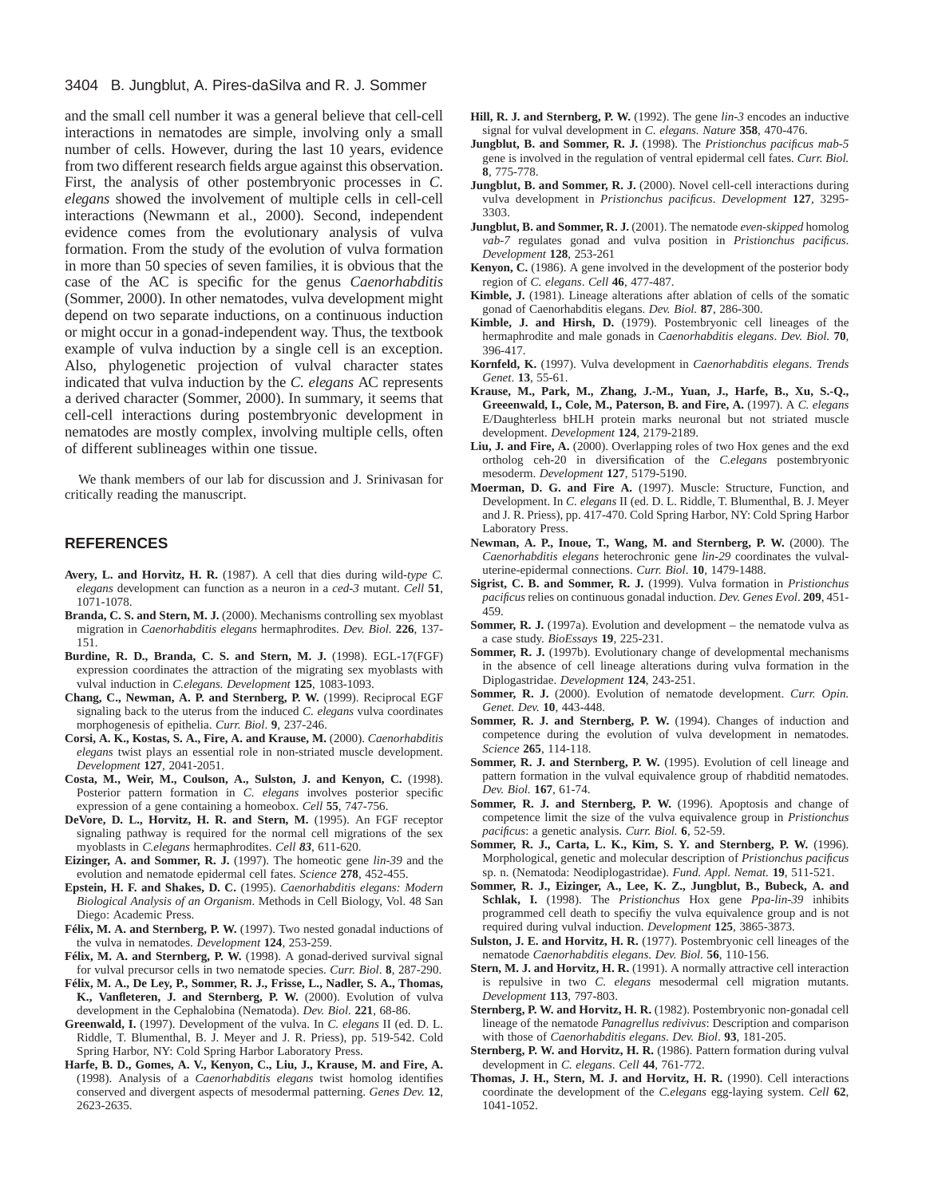and the small cell number it was a general believe that cell-cell interactions in nematodes are simple, involving only a small number of cells. However, during the last 10 years, evidence from two different research fields argue against this observation. First, the analysis of other postembryonic processes in *C. elegans* showed the involvement of multiple cells in cell-cell interactions (Newmann et al., 2000). Second, independent evidence comes from the evolutionary analysis of vulva formation. From the study of the evolution of vulva formation in more than 50 species of seven families, it is obvious that the case of the AC is specific for the genus *Caenorhabditis* (Sommer, 2000). In other nematodes, vulva development might depend on two separate inductions, on a continuous induction or might occur in a gonad-independent way. Thus, the textbook example of vulva induction by a single cell is an exception. Also, phylogenetic projection of vulval character states indicated that vulva induction by the *C. elegans* AC represents a derived character (Sommer, 2000). In summary, it seems that cell-cell interactions during postembryonic development in nematodes are mostly complex, involving multiple cells, often of different sublineages within one tissue.

We thank members of our lab for discussion and J. Srinivasan for critically reading the manuscript.

## REFERENCES

**Avery, L. and Horvitz, H. R.** (1987). A cell that dies during wild-*type C. elegans* development can function as a neuron in a *ced-3* mutant. *Cell* **51**, 1071-1078.

**Branda, C. S. and Stern, M. J.** (2000). Mechanisms controlling sex myoblast migration in *Caenorhabditis elegans* hermaphrodites. *Dev. Biol.* **226**, 137-151.

**Burdine, R. D., Branda, C. S. and Stern, M. J.** (1998). EGL-17(FGF) expression coordinates the attraction of the migrating sex myoblasts with vulval induction in *C.elegans. Development* **125**, 1083-1093.

**Chang, C., Newman, A. P. and Sternberg, P. W.** (1999). Reciprocal EGF signaling back to the uterus from the induced *C. elegans* vulva coordinates morphogenesis of epithelia. *Curr. Biol*. **9**, 237-246.

**Corsi, A. K., Kostas, S. A., Fire, A. and Krause, M.** (2000). *Caenorhabditis elegans* twist plays an essential role in non-striated muscle development. *Development* **127**, 2041-2051.

**Costa, M., Weir, M., Coulson, A., Sulston, J. and Kenyon, C.** (1998). Posterior pattern formation in *C. elegans* involves posterior specific expression of a gene containing a homeobox. *Cell* **55**, 747-756.

**DeVore, D. L., Horvitz, H. R. and Stern, M.** (1995). An FGF receptor signaling pathway is required for the normal cell migrations of the sex myoblasts in *C.elegans* hermaphrodites. *Cell* ***83***, 611-620.

**Eizinger, A. and Sommer, R. J.** (1997). The homeotic gene *lin-39* and the evolution and nematode epidermal cell fates. *Science* **278**, 452-455.

**Epstein, H. F. and Shakes, D. C.** (1995). *Caenorhabditis elegans: Modern Biological Analysis of an Organism*. Methods in Cell Biology, Vol. 48 San Diego: Academic Press.

**Félix, M. A. and Sternberg, P. W.** (1997). Two nested gonadal inductions of the vulva in nematodes. *Development* **124**, 253-259.

**Félix, M. A. and Sternberg, P. W.** (1998). A gonad-derived survival signal for vulval precursor cells in two nematode species. *Curr. Biol*. **8**, 287-290.

**Félix, M. A., De Ley, P., Sommer, R. J., Frisse, L., Nadler, S. A., Thomas, K., Vanfleteren, J. and Sternberg, P. W.** (2000). Evolution of vulva development in the Cephalobina (Nematoda). *Dev. Biol.* **221**, 68-86.

**Greenwald, I.** (1997). Development of the vulva. In *C. elegans* II (ed. D. L. Riddle, T. Blumenthal, B. J. Meyer and J. R. Priess), pp. 519-542. Cold Spring Harbor, NY: Cold Spring Harbor Laboratory Press.

**Harfe, B. D., Gomes, A. V., Kenyon, C., Liu, J., Krause, M. and Fire, A.** (1998). Analysis of a *Caenorhabditis elegans* twist homolog identifies conserved and divergent aspects of mesodermal patterning. *Genes Dev.* **12**, 2623-2635.

**Hill, R. J. and Sternberg, P. W.** (1992). The gene *lin-3* encodes an inductive signal for vulval development in *C. elegans. Nature* **358**, 470-476.

**Jungblut, B. and Sommer, R. J.** (1998). The *Pristionchus pacificus mab-5* gene is involved in the regulation of ventral epidermal cell fates. *Curr. Biol.* **8**, 775-778.

**Jungblut, B. and Sommer, R. J.** (2000). Novel cell-cell interactions during vulva development in *Pristionchus pacificus*. *Development* **127**, 3295-3303.

**Jungblut, B. and Sommer, R. J.** (2001). The nematode *even-skipped* homolog *vab-7* regulates gonad and vulva position in *Pristionchus pacificus*. *Development* **128**, 253-261

**Kenyon, C.** (1986). A gene involved in the development of the posterior body region of *C. elegans*. *Cell* **46**, 477-487.

**Kimble, J.** (1981). Lineage alterations after ablation of cells of the somatic gonad of Caenorhabditis elegans. *Dev. Biol.* **87**, 286-300.

**Kimble, J. and Hirsh, D.** (1979). Postembryonic cell lineages of the hermaphrodite and male gonads in *Caenorhabditis elegans*. *Dev. Biol.* **70**, 396-417.

**Kornfeld, K.** (1997). Vulva development in *Caenorhabditis elegans*. *Trends Genet*. **13**, 55-61.

**Krause, M., Park, M., Zhang, J.-M., Yuan, J., Harfe, B., Xu, S.-Q., Greeenwald, I., Cole, M., Paterson, B. and Fire, A.** (1997). A *C. elegans* E/Daughterless bHLH protein marks neuronal but not striated muscle development. *Development* **124**, 2179-2189.

**Liu, J. and Fire, A.** (2000). Overlapping roles of two Hox genes and the exd ortholog ceh-20 in diversification of the *C.elegans* postembryonic mesoderm. *Development* **127**, 5179-5190.

**Moerman, D. G. and Fire A.** (1997). Muscle: Structure, Function, and Development. In *C. elegans* II (ed. D. L. Riddle, T. Blumenthal, B. J. Meyer and J. R. Priess), pp. 417-470. Cold Spring Harbor, NY: Cold Spring Harbor Laboratory Press.

**Newman, A. P., Inoue, T., Wang, M. and Sternberg, P. W.** (2000). The *Caenorhabditis elegans* heterochronic gene *lin-29* coordinates the vulval-uterine-epidermal connections. *Curr. Biol*. **10**, 1479-1488.

**Sigrist, C. B. and Sommer, R. J.** (1999). Vulva formation in *Pristionchus pacificus* relies on continuous gonadal induction. *Dev. Genes Evol*. **209**, 451-459.

**Sommer, R. J.** (1997a). Evolution and development – the nematode vulva as a case study. *BioEssays* **19**, 225-231.

**Sommer, R. J.** (1997b). Evolutionary change of developmental mechanisms in the absence of cell lineage alterations during vulva formation in the Diplogastridae. *Development* **124**, 243-251.

**Sommer, R. J.** (2000). Evolution of nematode development. *Curr. Opin. Genet. Dev.* **10**, 443-448.

**Sommer, R. J. and Sternberg, P. W.** (1994). Changes of induction and competence during the evolution of vulva development in nematodes. *Science* **265**, 114-118.

**Sommer, R. J. and Sternberg, P. W.** (1995). Evolution of cell lineage and pattern formation in the vulval equivalence group of rhabditid nematodes. *Dev. Biol.* **167**, 61-74.

**Sommer, R. J. and Sternberg, P. W.** (1996). Apoptosis and change of competence limit the size of the vulva equivalence group in *Pristionchus pacificus*: a genetic analysis. *Curr. Biol.* **6**, 52-59.

**Sommer, R. J., Carta, L. K., Kim, S. Y. and Sternberg, P. W.** (1996). Morphological, genetic and molecular description of *Pristionchus pacificus* sp. n. (Nematoda: Neodiplogastridae). *Fund. Appl. Nemat.* **19**, 511-521.

**Sommer, R. J., Eizinger, A., Lee, K. Z., Jungblut, B., Bubeck, A. and Schlak, I.** (1998). The *Pristionchus* Hox gene *Ppa-lin-39* inhibits programmed cell death to specifiy the vulva equivalence group and is not required during vulval induction. *Development* **125**, 3865-3873.

**Sulston, J. E. and Horvitz, H. R.** (1977). Postembryonic cell lineages of the nematode *Caenorhabditis elegans*. *Dev. Biol.* **56**, 110-156.

**Stern, M. J. and Horvitz, H. R.** (1991). A normally attractive cell interaction is repulsive in two *C. elegans* mesodermal cell migration mutants. *Development* **113**, 797-803.

**Sternberg, P. W. and Horvitz, H. R.** (1982). Postembryonic non-gonadal cell lineage of the nematode *Panagrellus redivivus*: Description and comparison with those of *Caenorhabditis elegans*. *Dev. Biol*. **93**, 181-205.

**Sternberg, P. W. and Horvitz, H. R.** (1986). Pattern formation during vulval development in *C. elegans*. *Cell* **44**, 761-772.

**Thomas, J. H., Stern, M. J. and Horvitz, H. R.** (1990). Cell interactions coordinate the development of the *C.elegans* egg-laying system. *Cell* **62**, 1041-1052.